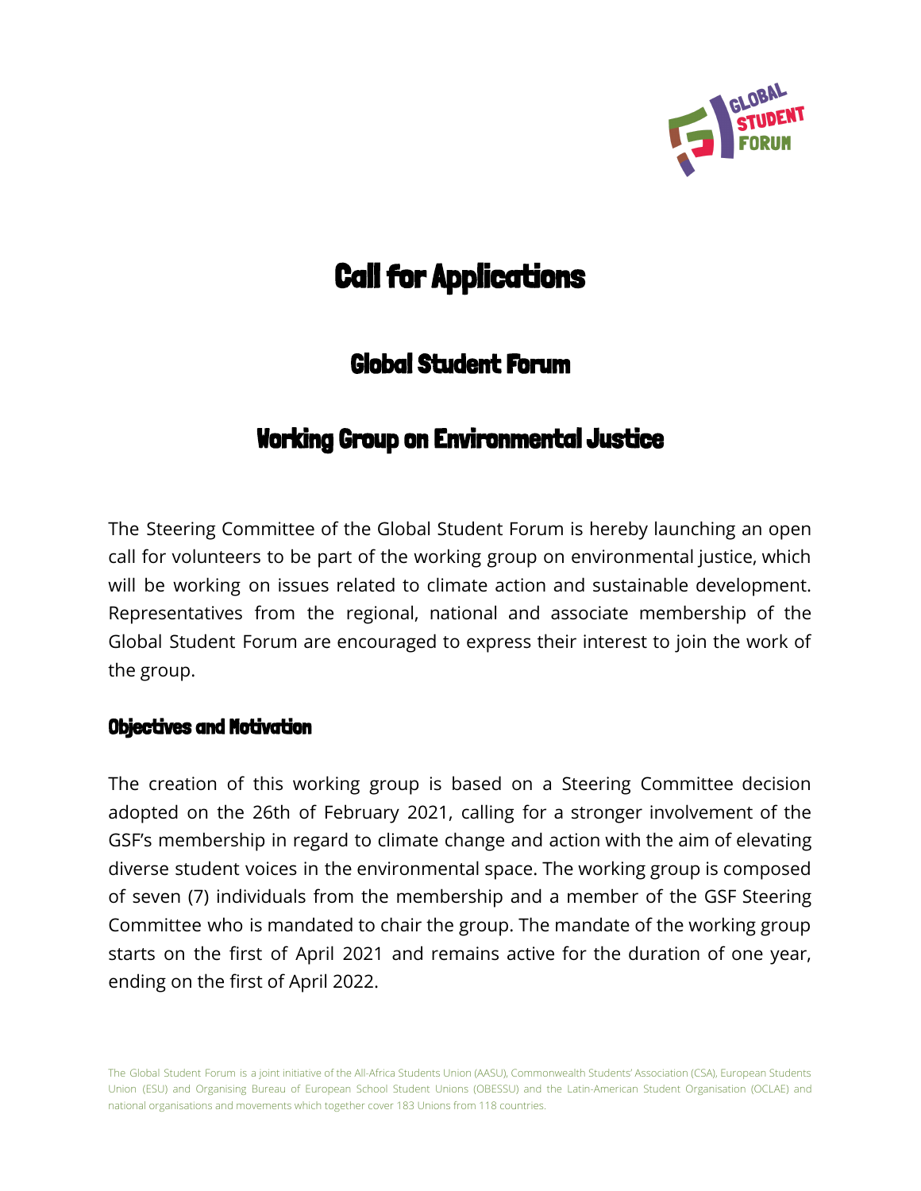# Call for Applications

## Global Student Forum

## Working Group on Environmental Justice

The Steering Committee of the Global Student Forum is hereby launching an open call for volunteers to be part of the working group on environmental justice, which will be working on issues related to climate action and sustainable development. Representatives from the regional, national and associate membership of the Global Student Forum are encouraged to express their interest to join the work of the group.

### Objectives and Motivation

The creation of this working group is based on a Steering Committee decision adopted on the 26th of February 2021, calling for a stronger involvement of the GSF's membership in regard to climate change and action with the aim of elevating diverse student voices in the environmental space. The working group is composed of seven (7) individuals from the membership and a member of the GSF Steering Committee who is mandated to chair the group. The mandate of the working group starts on the first of April 2021 and remains active for the duration of one year, ending on the first of April 2022.

The Global Student Forum is a joint initiative of the All-Africa Students Union (AASU), Commonwealth Students' Association (CSA), European Students Union (ESU) and Organising Bureau of European School Student Unions (OBESSU) and the Latin-American Student Organisation (OCLAE) and national organisations and movements which together cover 183 Unions from 118 countries.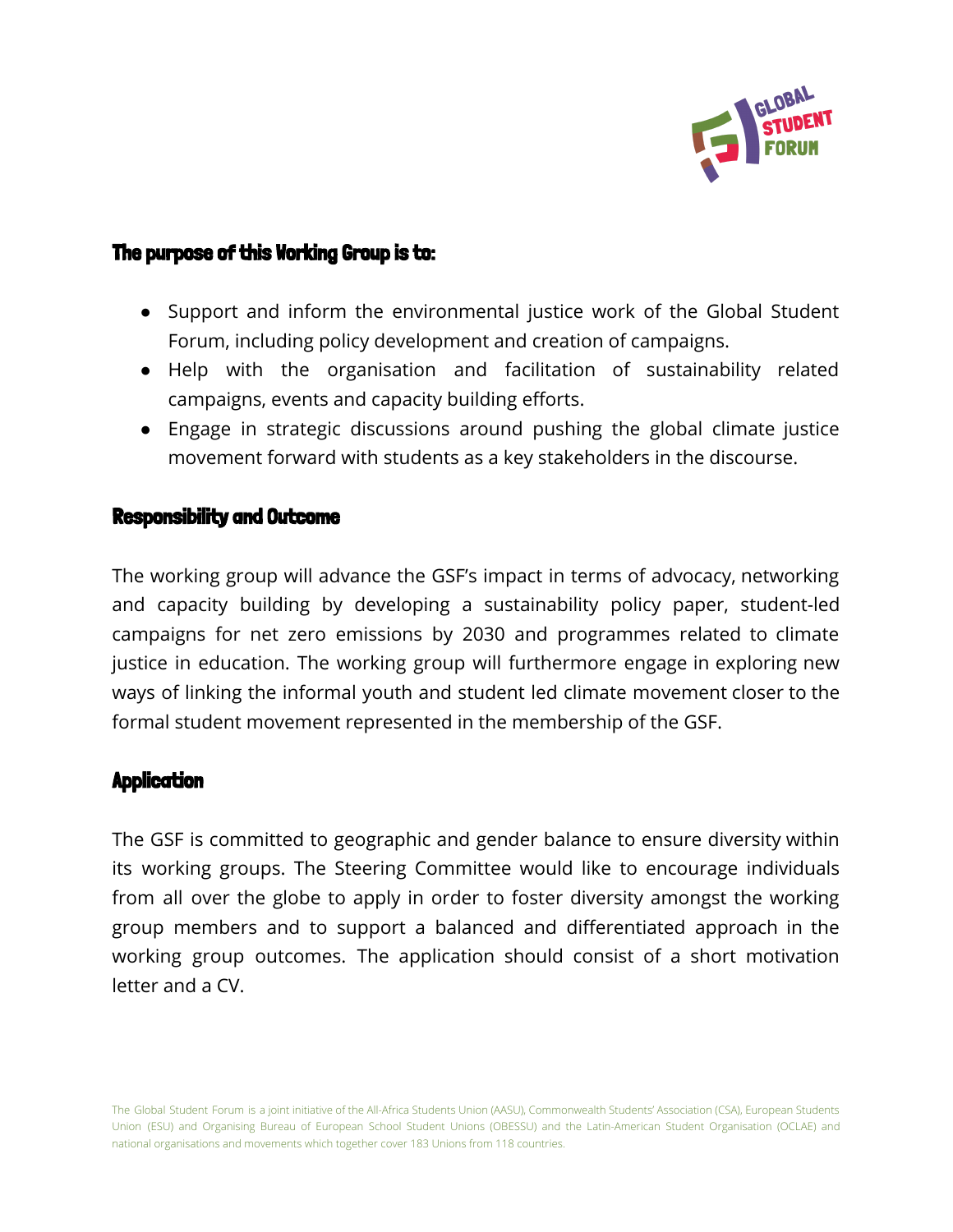### The purpose of this Working Group is to:

- Support and inform the environmental justice work of the Global Student Forum, including policy development and creation of campaigns.
- Help with the organisation and facilitation of sustainability related campaigns, events and capacity building efforts.
- Engage in strategic discussions around pushing the global climate justice movement forward with students as a key stakeholders in the discourse.

### Responsibility and Outcome

The working group will advance the GSF's impact in terms of advocacy, networking and capacity building by developing a sustainability policy paper, student-led campaigns for net zero emissions by 2030 and programmes related to climate justice in education. The working group will furthermore engage in exploring new ways of linking the informal youth and student led climate movement closer to the formal student movement represented in the membership of the GSF.

### Application

The GSF is committed to geographic and gender balance to ensure diversity within its working groups. The Steering Committee would like to encourage individuals from all over the globe to apply in order to foster diversity amongst the working group members and to support a balanced and differentiated approach in the working group outcomes. The application should consist of a short motivation letter and a CV.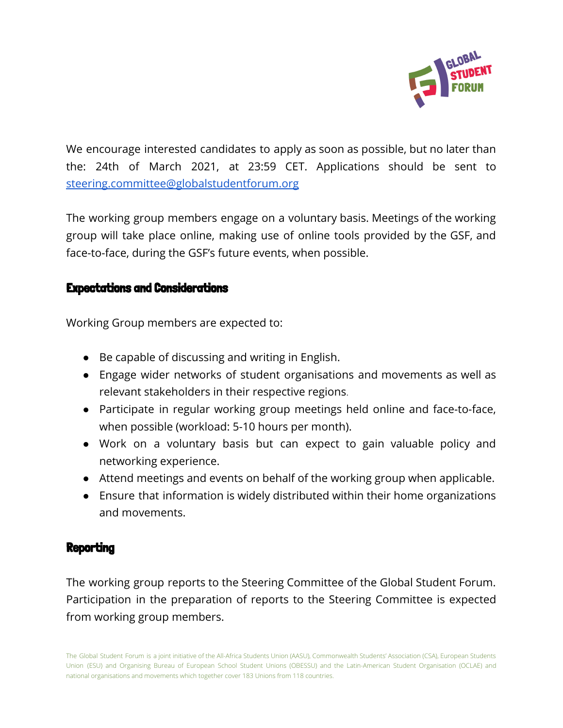We encourage interested candidates to apply as soon as possible, but no later than the: 24th of March 2021, at 23:59 CET. Applications should be sent to [steering.committee@globalstudentforum.org](mailto:steering.committee@globalstudentforum.org)

The working group members engage on a voluntary basis. Meetings of the working group will take place online, making use of online tools provided by the GSF, and face-to-face, during the GSF's future events, when possible.

## Expectations and Considerations

Working Group members are expected to:

- Be capable of discussing and writing in English.
- Engage wider networks of student organisations and movements as well as relevant stakeholders in their respective regions.
- Participate in regular working group meetings held online and face-to-face, when possible (workload: 5-10 hours per month).
- Work on a voluntary basis but can expect to gain valuable policy and networking experience.
- Attend meetings and events on behalf of the working group when applicable.
- Ensure that information is widely distributed within their home organizations and movements.

## Reporting

The working group reports to the Steering Committee of the Global Student Forum. Participation in the preparation of reports to the Steering Committee is expected from working group members.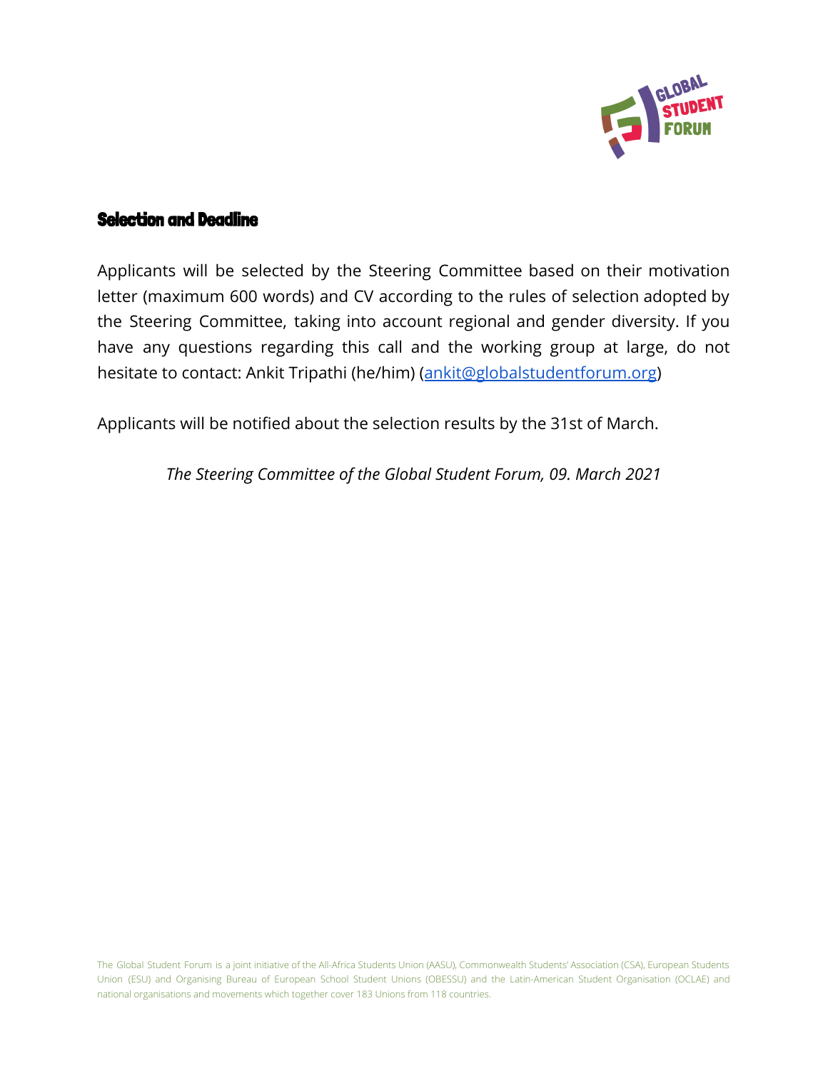## Selection and Deadline

Applicants will be selected by the Steering Committee based on their motivation letter (maximum 600 words) and CV according to the rules of selection adopted by the Steering Committee, taking into account regional and gender diversity. If you have any questions regarding this call and the working group at large, do not hesitate to contact: Ankit Tripathi (he/him) ([ankit@globalstudentforum.org](mailto:ankit@globalstudentforum.org))

Applicants will be notified about the selection results by the 31st of March.

*The Steering Committee of the Global Student Forum, 09. March 2021*

The Global Student Forum is a joint initiative of the All-Africa Students Union (AASU), Commonwealth Students' Association (CSA), European Students Union (ESU) and Organising Bureau of European School Student Unions (OBESSU) and the Latin-American Student Organisation (OCLAE) and national organisations and movements which together cover 183 Unions from 118 countries.